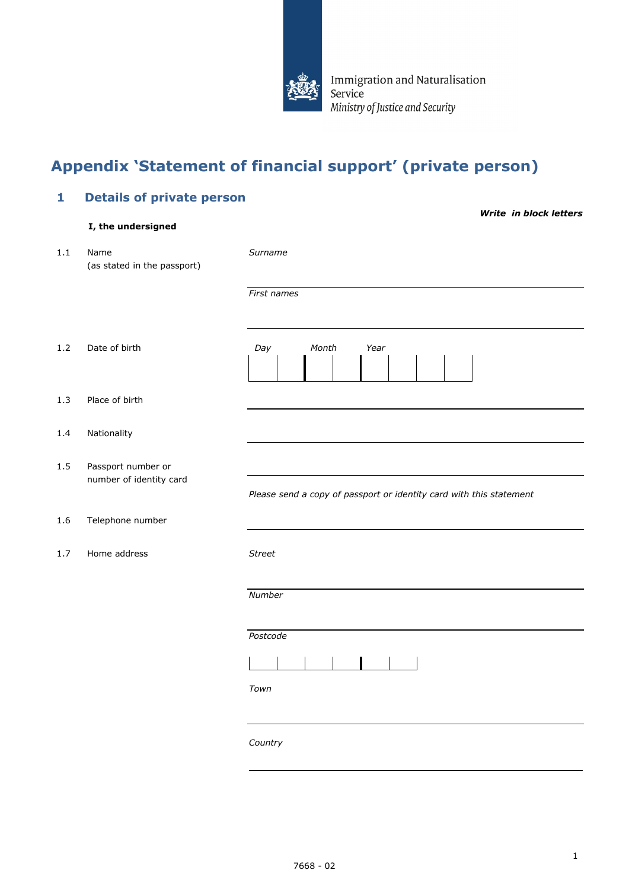Immigration and Naturalisation Service
*Ministry of Justice and Security*

# Appendix 'Statement of financial support' (private person)

## 1 Details of private person

***Write in block letters***

**I, the undersigned**

1.1 Name (as stated in the passport)

*Surname*

*First names*

1.2 Date of birth

*Day* *Month* *Year*

1.3 Place of birth

1.4 Nationality

1.5 Passport number or number of identity card

*Please send a copy of passport or identity card with this statement*

1.6 Telephone number

1.7 Home address

*Street*

*Number*

*Postcode*

*Town*

*Country*

7668 - 02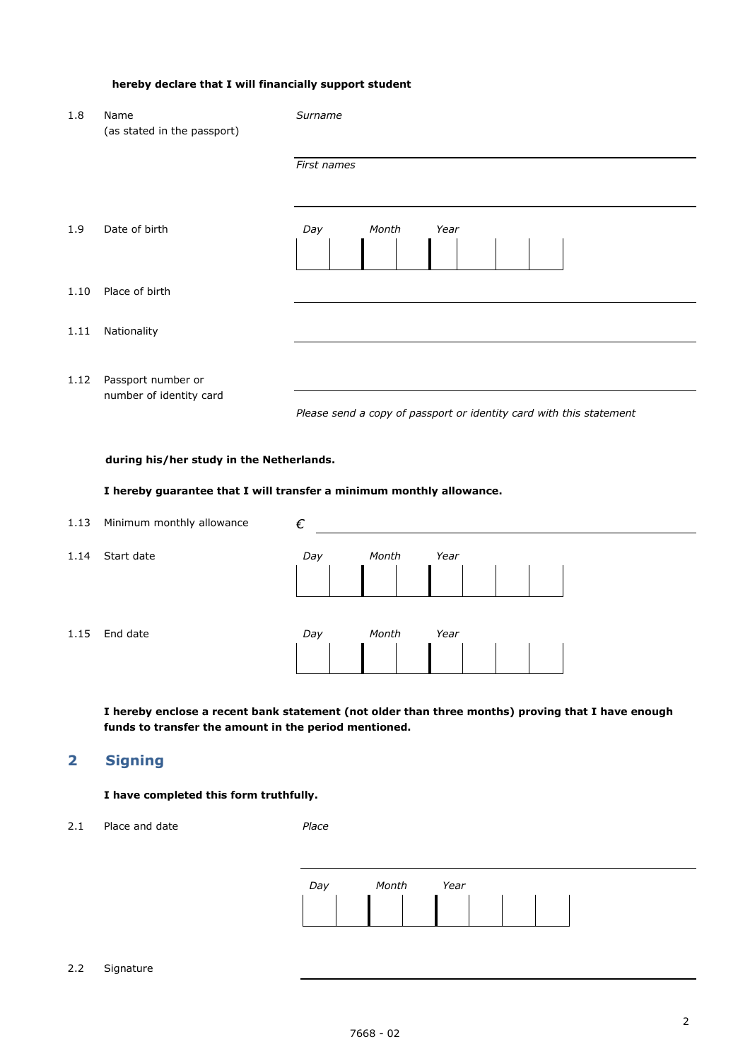**hereby declare that I will financially support student**

| | | |
|---|---|---|
| 1.8 | Name (as stated in the passport) | *Surname* |
| | | *First names* |
| 1.9 | Date of birth | *Day* *Month* *Year* |
| 1.10 | Place of birth | |
| 1.11 | Nationality | |
| 1.12 | Passport number or number of identity card | |

*Please send a copy of passport or identity card with this statement*

**during his/her study in the Netherlands.**

**I hereby guarantee that I will transfer a minimum monthly allowance.**

| | | |
|---|---|---|
| 1.13 | Minimum monthly allowance | € |
| 1.14 | Start date | *Day* *Month* *Year* |
| 1.15 | End date | *Day* *Month* *Year* |

**I hereby enclose a recent bank statement (not older than three months) proving that I have enough funds to transfer the amount in the period mentioned.**

## 2 Signing

**I have completed this form truthfully.**

| | | |
|---|---|---|
| 2.1 | Place and date | *Place* |
| | | *Day* *Month* *Year* |
| 2.2 | Signature | |

7668 - 02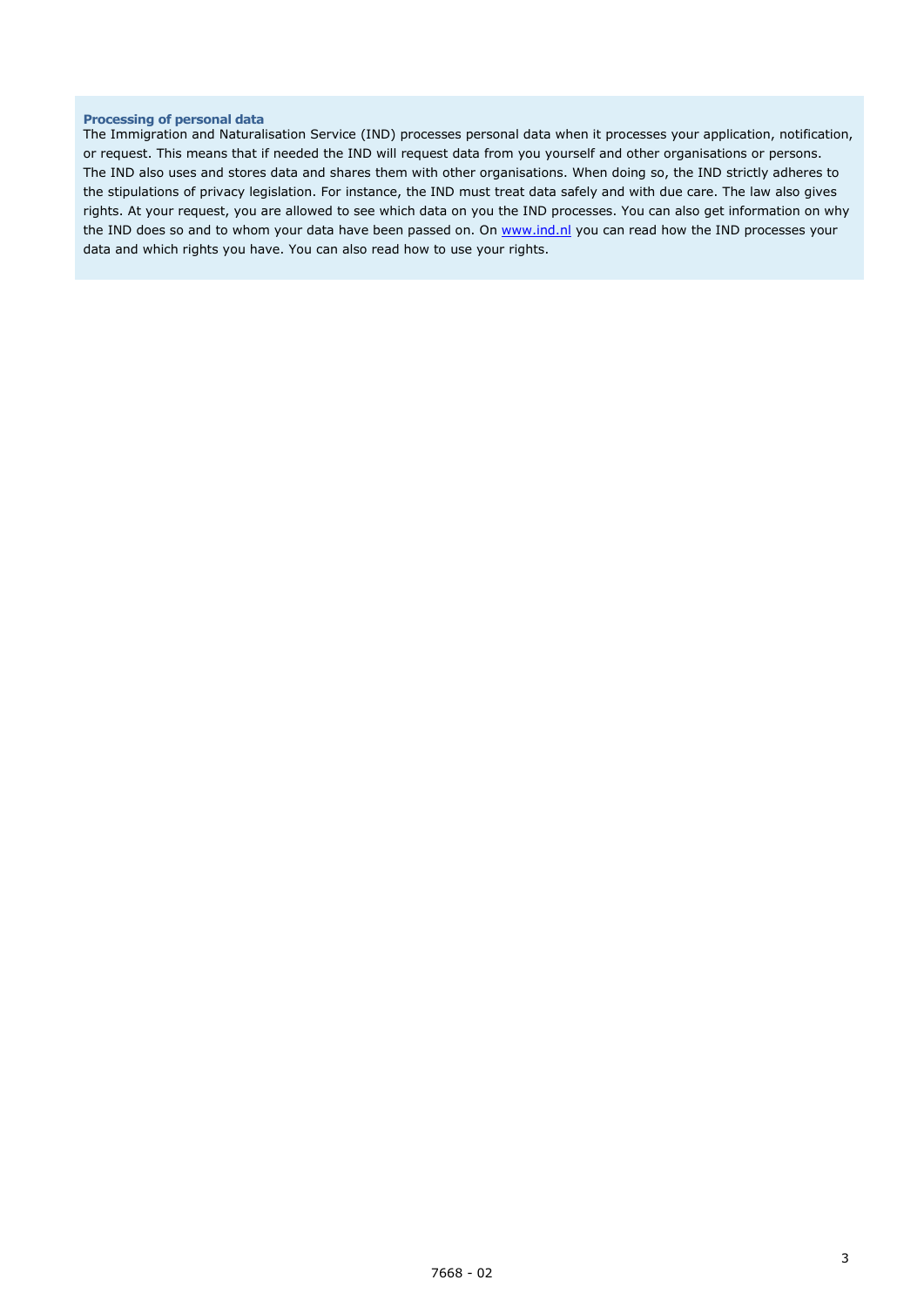**Processing of personal data**

The Immigration and Naturalisation Service (IND) processes personal data when it processes your application, notification, or request. This means that if needed the IND will request data from you yourself and other organisations or persons. The IND also uses and stores data and shares them with other organisations. When doing so, the IND strictly adheres to the stipulations of privacy legislation. For instance, the IND must treat data safely and with due care. The law also gives rights. At your request, you are allowed to see which data on you the IND processes. You can also get information on why the IND does so and to whom your data have been passed on. On www.ind.nl you can read how the IND processes your data and which rights you have. You can also read how to use your rights.

7668 - 02